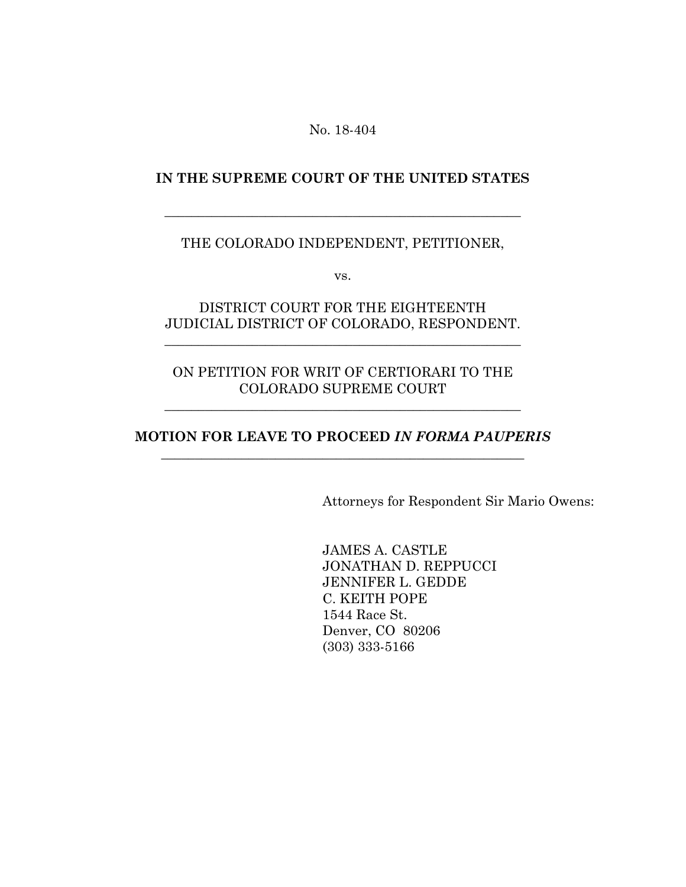No. 18-404

**IN THE SUPREME COURT OF THE UNITED STATES**

---

THE COLORADO INDEPENDENT, PETITIONER,

vs.

DISTRICT COURT FOR THE EIGHTEENTH JUDICIAL DISTRICT OF COLORADO, RESPONDENT.

---

ON PETITION FOR WRIT OF CERTIORARI TO THE COLORADO SUPREME COURT

---

**MOTION FOR LEAVE TO PROCEED *IN FORMA PAUPERIS***

---

Attorneys for Respondent Sir Mario Owens:

JAMES A. CASTLE
JONATHAN D. REPPUCCI
JENNIFER L. GEDDE
C. KEITH POPE
1544 Race St.
Denver, CO 80206
(303) 333-5166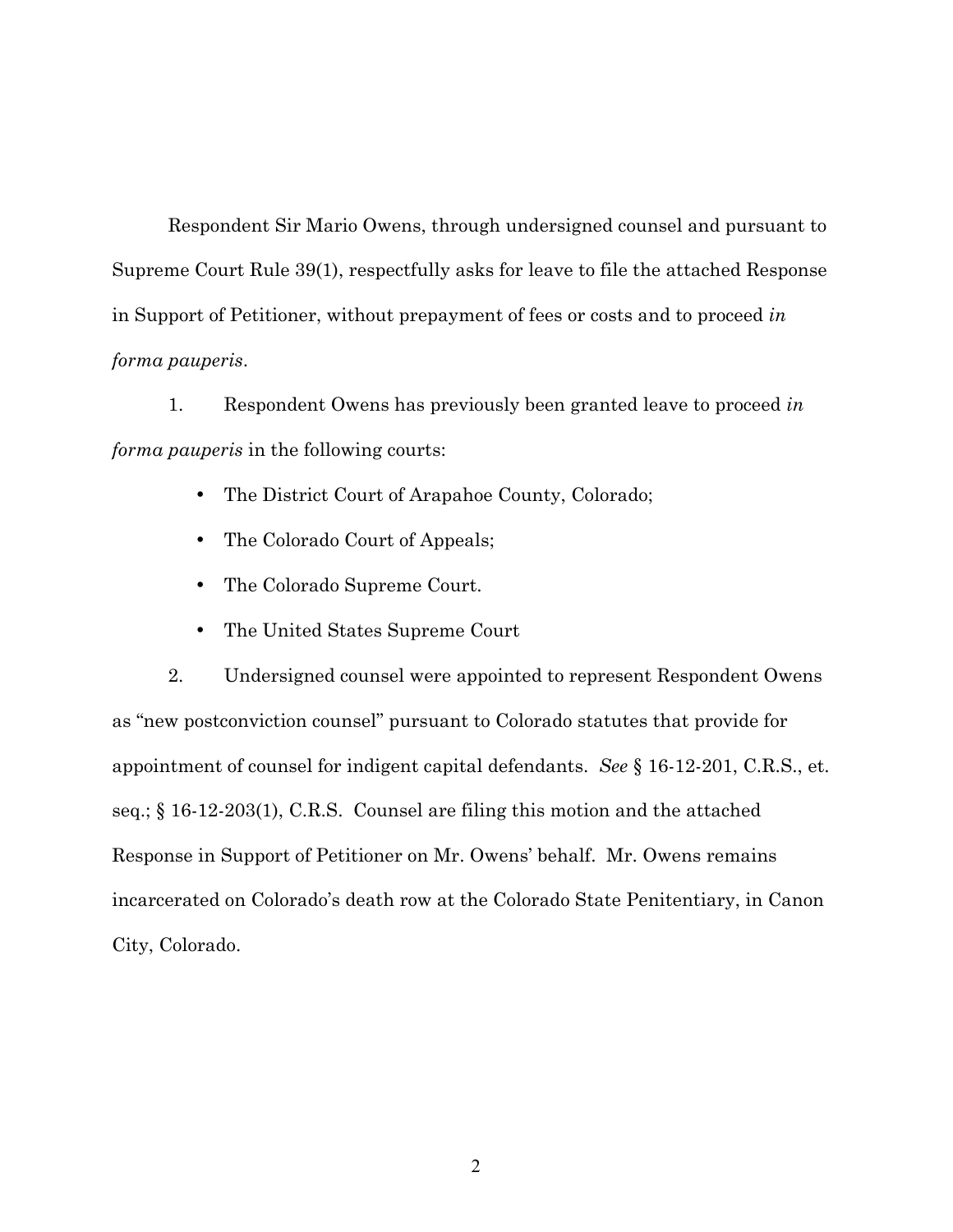Respondent Sir Mario Owens, through undersigned counsel and pursuant to Supreme Court Rule 39(1), respectfully asks for leave to file the attached Response in Support of Petitioner, without prepayment of fees or costs and to proceed *in forma pauperis*.

1. Respondent Owens has previously been granted leave to proceed *in forma pauperis* in the following courts:

   - The District Court of Arapahoe County, Colorado;
   - The Colorado Court of Appeals;
   - The Colorado Supreme Court.
   - The United States Supreme Court

2. Undersigned counsel were appointed to represent Respondent Owens as "new postconviction counsel" pursuant to Colorado statutes that provide for appointment of counsel for indigent capital defendants. *See* § 16-12-201, C.R.S., et. seq.; § 16-12-203(1), C.R.S. Counsel are filing this motion and the attached Response in Support of Petitioner on Mr. Owens' behalf. Mr. Owens remains incarcerated on Colorado's death row at the Colorado State Penitentiary, in Canon City, Colorado.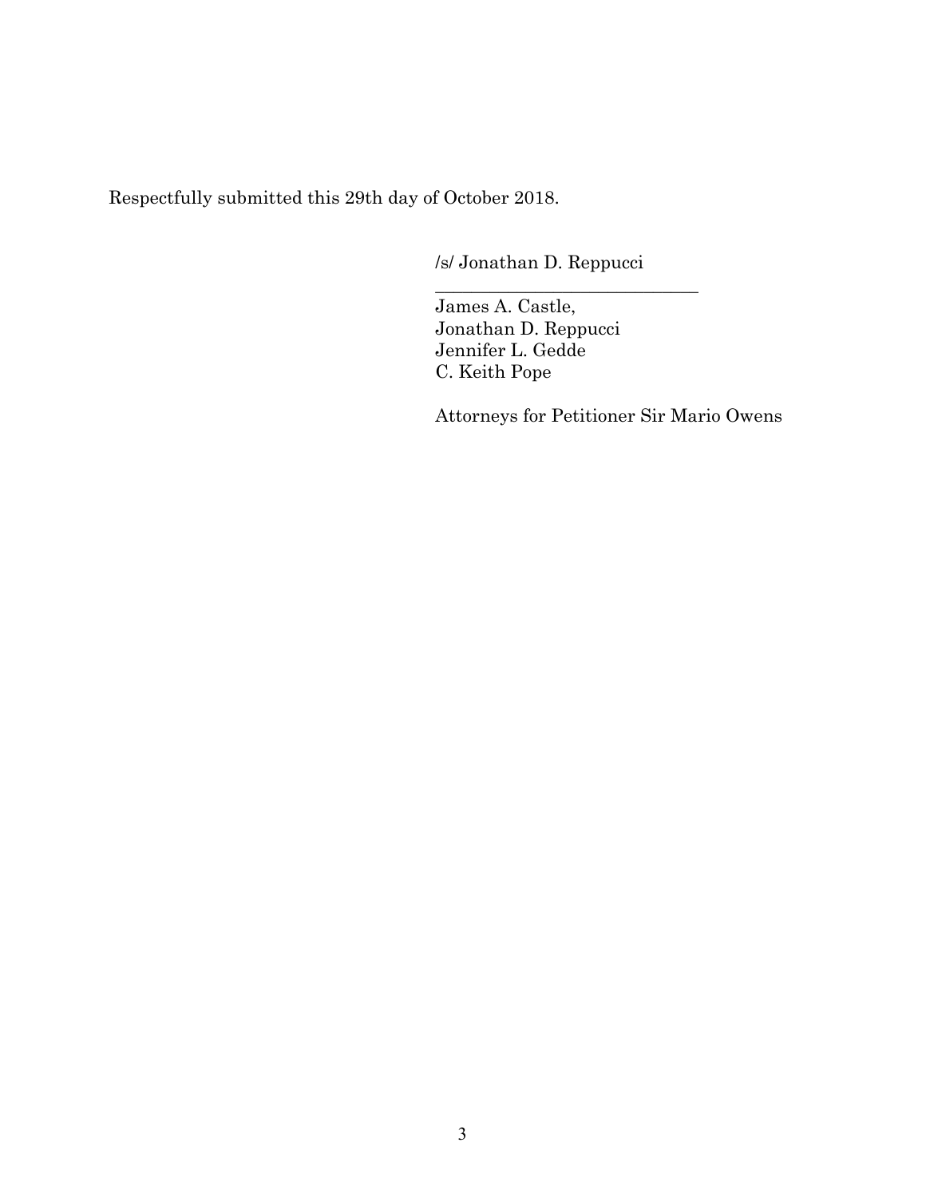Respectfully submitted this 29th day of October 2018.

/s/ Jonathan D. Reppucci

______________________________

James A. Castle,
Jonathan D. Reppucci
Jennifer L. Gedde
C. Keith Pope

Attorneys for Petitioner Sir Mario Owens